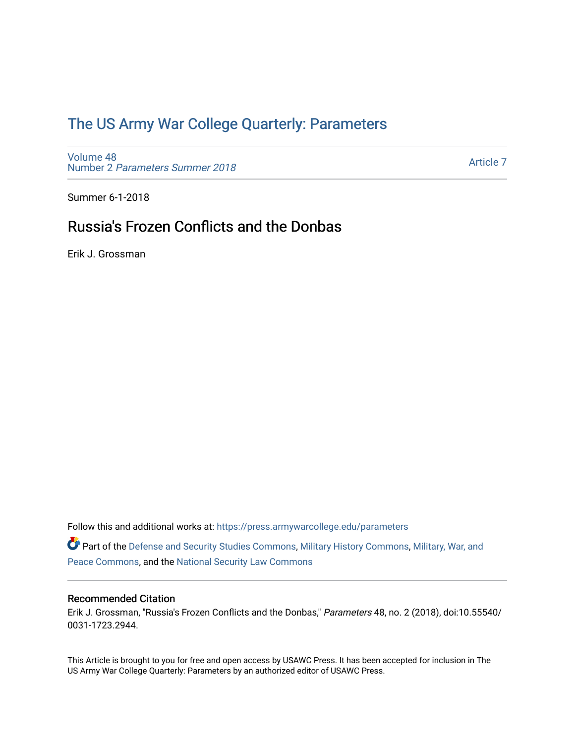# The US Army War College Quarterly: Parameters

Volume 48
Number 2 *Parameters Summer 2018*

Article 7

Summer 6-1-2018

## Russia's Frozen Conflicts and the Donbas

Erik J. Grossman

Follow this and additional works at: https://press.armywarcollege.edu/parameters

Part of the Defense and Security Studies Commons, Military History Commons, Military, War, and Peace Commons, and the National Security Law Commons

### Recommended Citation

Erik J. Grossman, "Russia's Frozen Conflicts and the Donbas," *Parameters* 48, no. 2 (2018), doi:10.55540/0031-1723.2944.

This Article is brought to you for free and open access by USAWC Press. It has been accepted for inclusion in The US Army War College Quarterly: Parameters by an authorized editor of USAWC Press.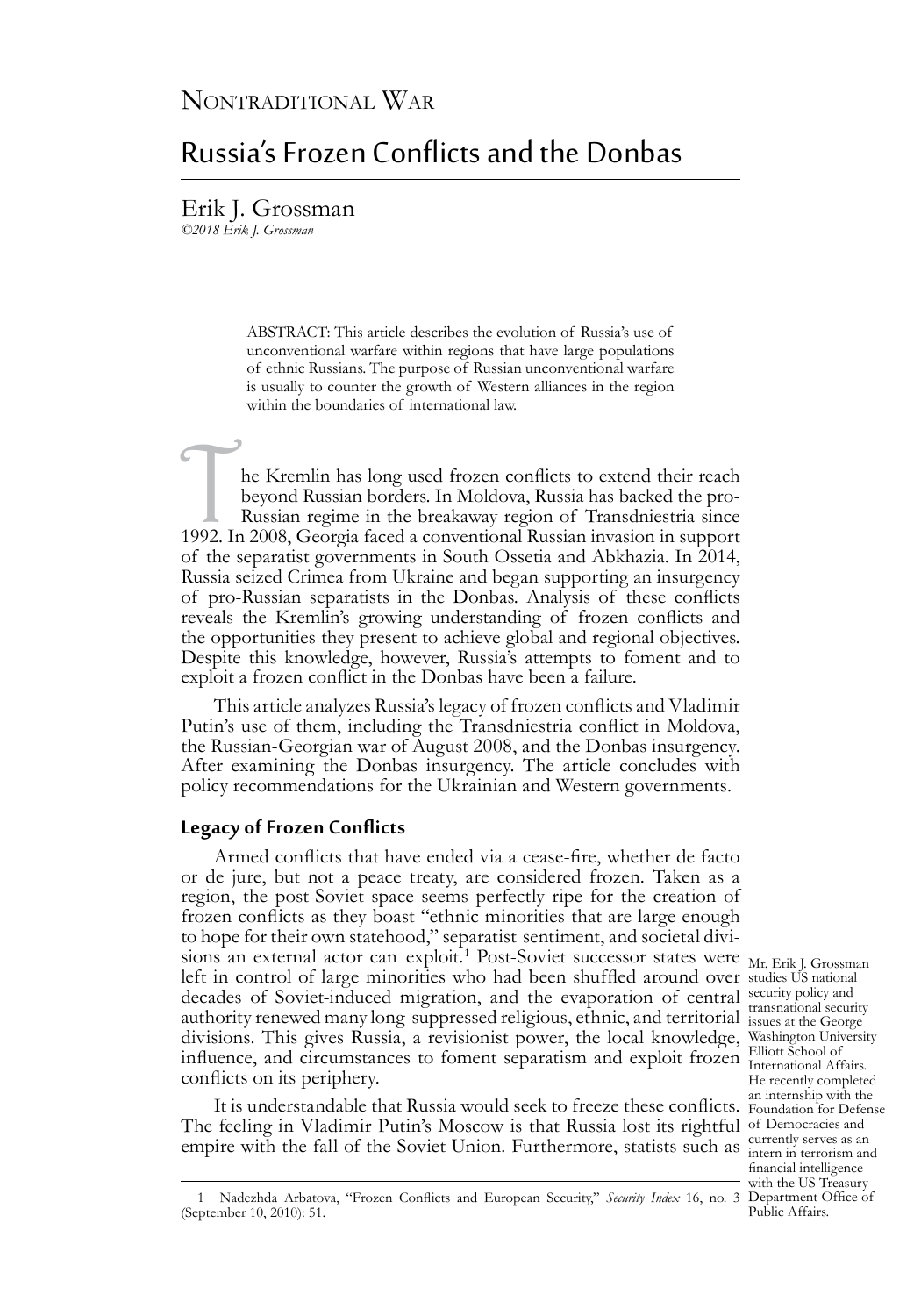Nontraditional War

# Russia's Frozen Conflicts and the Donbas

Erik J. Grossman

*©2018 Erik J. Grossman*

ABSTRACT: This article describes the evolution of Russia's use of unconventional warfare within regions that have large populations of ethnic Russians. The purpose of Russian unconventional warfare is usually to counter the growth of Western alliances in the region within the boundaries of international law.

The Kremlin has long used frozen conflicts to extend their reach beyond Russian borders. In Moldova, Russia has backed the pro-Russian regime in the breakaway region of Transdniestria since 1992. In 2008, Georgia faced a conventional Russian invasion in support of the separatist governments in South Ossetia and Abkhazia. In 2014, Russia seized Crimea from Ukraine and began supporting an insurgency of pro-Russian separatists in the Donbas. Analysis of these conflicts reveals the Kremlin's growing understanding of frozen conflicts and the opportunities they present to achieve global and regional objectives. Despite this knowledge, however, Russia's attempts to foment and to exploit a frozen conflict in the Donbas have been a failure.

This article analyzes Russia's legacy of frozen conflicts and Vladimir Putin's use of them, including the Transdniestria conflict in Moldova, the Russian-Georgian war of August 2008, and the Donbas insurgency. After examining the Donbas insurgency. The article concludes with policy recommendations for the Ukrainian and Western governments.

## Legacy of Frozen Conflicts

Armed conflicts that have ended via a cease-fire, whether de facto or de jure, but not a peace treaty, are considered frozen. Taken as a region, the post-Soviet space seems perfectly ripe for the creation of frozen conflicts as they boast "ethnic minorities that are large enough to hope for their own statehood," separatist sentiment, and societal divisions an external actor can exploit.[1] Post-Soviet successor states were left in control of large minorities who had been shuffled around over decades of Soviet-induced migration, and the evaporation of central authority renewed many long-suppressed religious, ethnic, and territorial divisions. This gives Russia, a revisionist power, the local knowledge, influence, and circumstances to foment separatism and exploit frozen conflicts on its periphery.

It is understandable that Russia would seek to freeze these conflicts. The feeling in Vladimir Putin's Moscow is that Russia lost its rightful empire with the fall of the Soviet Union. Furthermore, statists such as

Mr. Erik J. Grossman studies US national security policy and transnational security issues at the George Washington University Elliott School of International Affairs. He recently completed an internship with the Foundation for Defense of Democracies and currently serves as an intern in terrorism and financial intelligence with the US Treasury Department Office of Public Affairs.

1 Nadezhda Arbatova, "Frozen Conflicts and European Security," *Security Index* 16, no. 3 (September 10, 2010): 51.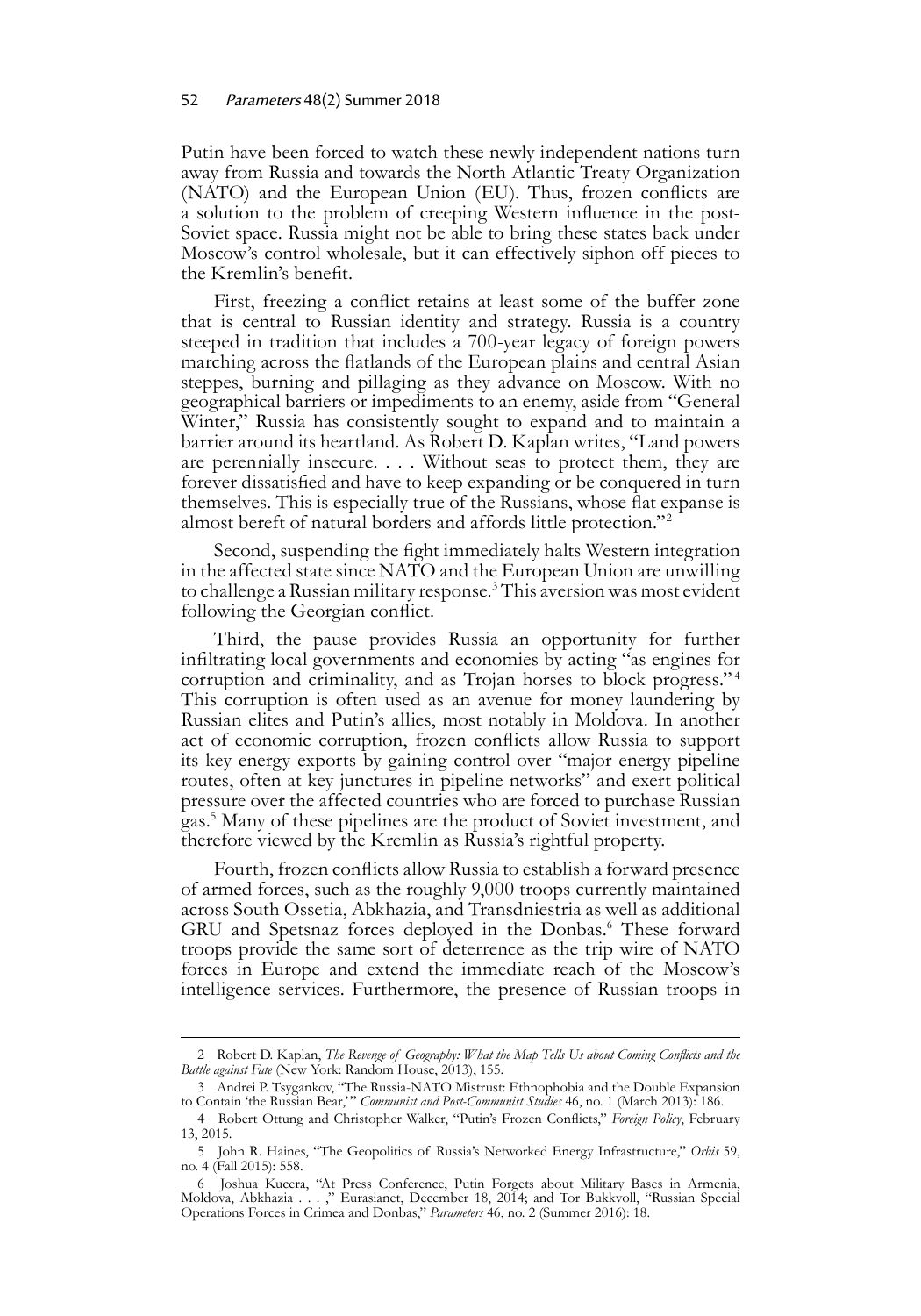Putin have been forced to watch these newly independent nations turn away from Russia and towards the North Atlantic Treaty Organization (NATO) and the European Union (EU). Thus, frozen conflicts are a solution to the problem of creeping Western influence in the post-Soviet space. Russia might not be able to bring these states back under Moscow's control wholesale, but it can effectively siphon off pieces to the Kremlin's benefit.

First, freezing a conflict retains at least some of the buffer zone that is central to Russian identity and strategy. Russia is a country steeped in tradition that includes a 700-year legacy of foreign powers marching across the flatlands of the European plains and central Asian steppes, burning and pillaging as they advance on Moscow. With no geographical barriers or impediments to an enemy, aside from "General Winter," Russia has consistently sought to expand and to maintain a barrier around its heartland. As Robert D. Kaplan writes, "Land powers are perennially insecure. . . . Without seas to protect them, they are forever dissatisfied and have to keep expanding or be conquered in turn themselves. This is especially true of the Russians, whose flat expanse is almost bereft of natural borders and affords little protection."[2]

Second, suspending the fight immediately halts Western integration in the affected state since NATO and the European Union are unwilling to challenge a Russian military response.[3] This aversion was most evident following the Georgian conflict.

Third, the pause provides Russia an opportunity for further infiltrating local governments and economies by acting "as engines for corruption and criminality, and as Trojan horses to block progress."[4] This corruption is often used as an avenue for money laundering by Russian elites and Putin's allies, most notably in Moldova. In another act of economic corruption, frozen conflicts allow Russia to support its key energy exports by gaining control over "major energy pipeline routes, often at key junctures in pipeline networks" and exert political pressure over the affected countries who are forced to purchase Russian gas.[5] Many of these pipelines are the product of Soviet investment, and therefore viewed by the Kremlin as Russia's rightful property.

Fourth, frozen conflicts allow Russia to establish a forward presence of armed forces, such as the roughly 9,000 troops currently maintained across South Ossetia, Abkhazia, and Transdniestria as well as additional GRU and Spetsnaz forces deployed in the Donbas.[6] These forward troops provide the same sort of deterrence as the trip wire of NATO forces in Europe and extend the immediate reach of the Moscow's intelligence services. Furthermore, the presence of Russian troops in

---

2 Robert D. Kaplan, *The Revenge of Geography: What the Map Tells Us about Coming Conflicts and the Battle against Fate* (New York: Random House, 2013), 155.

3 Andrei P. Tsygankov, "The Russia-NATO Mistrust: Ethnophobia and the Double Expansion to Contain 'the Russian Bear,'" *Communist and Post-Communist Studies* 46, no. 1 (March 2013): 186.

4 Robert Ottung and Christopher Walker, "Putin's Frozen Conflicts," *Foreign Policy*, February 13, 2015.

5 John R. Haines, "The Geopolitics of Russia's Networked Energy Infrastructure," *Orbis* 59, no. 4 (Fall 2015): 558.

6 Joshua Kucera, "At Press Conference, Putin Forgets about Military Bases in Armenia, Moldova, Abkhazia . . . ," Eurasianet, December 18, 2014; and Tor Bukkvoll, "Russian Special Operations Forces in Crimea and Donbas," *Parameters* 46, no. 2 (Summer 2016): 18.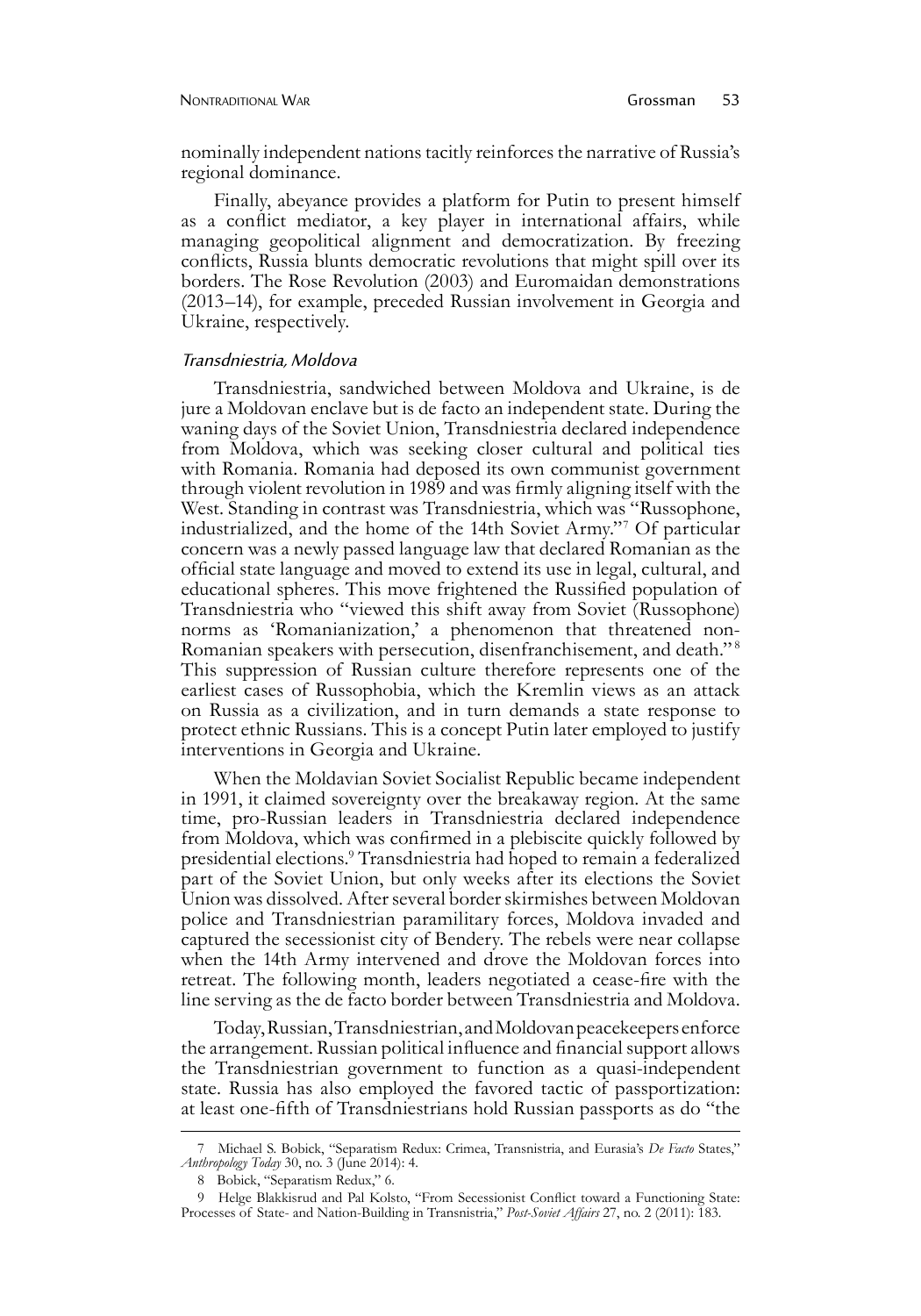nominally independent nations tacitly reinforces the narrative of Russia's regional dominance.

Finally, abeyance provides a platform for Putin to present himself as a conflict mediator, a key player in international affairs, while managing geopolitical alignment and democratization. By freezing conflicts, Russia blunts democratic revolutions that might spill over its borders. The Rose Revolution (2003) and Euromaidan demonstrations (2013–14), for example, preceded Russian involvement in Georgia and Ukraine, respectively.

### *Transdniestria, Moldova*

Transdniestria, sandwiched between Moldova and Ukraine, is de jure a Moldovan enclave but is de facto an independent state. During the waning days of the Soviet Union, Transdniestria declared independence from Moldova, which was seeking closer cultural and political ties with Romania. Romania had deposed its own communist government through violent revolution in 1989 and was firmly aligning itself with the West. Standing in contrast was Transdniestria, which was "Russophone, industrialized, and the home of the 14th Soviet Army."[7] Of particular concern was a newly passed language law that declared Romanian as the official state language and moved to extend its use in legal, cultural, and educational spheres. This move frightened the Russified population of Transdniestria who "viewed this shift away from Soviet (Russophone) norms as 'Romanianization,' a phenomenon that threatened non-Romanian speakers with persecution, disenfranchisement, and death."[8] This suppression of Russian culture therefore represents one of the earliest cases of Russophobia, which the Kremlin views as an attack on Russia as a civilization, and in turn demands a state response to protect ethnic Russians. This is a concept Putin later employed to justify interventions in Georgia and Ukraine.

When the Moldavian Soviet Socialist Republic became independent in 1991, it claimed sovereignty over the breakaway region. At the same time, pro-Russian leaders in Transdniestria declared independence from Moldova, which was confirmed in a plebiscite quickly followed by presidential elections.[9] Transdniestria had hoped to remain a federalized part of the Soviet Union, but only weeks after its elections the Soviet Union was dissolved. After several border skirmishes between Moldovan police and Transdniestrian paramilitary forces, Moldova invaded and captured the secessionist city of Bendery. The rebels were near collapse when the 14th Army intervened and drove the Moldovan forces into retreat. The following month, leaders negotiated a cease-fire with the line serving as the de facto border between Transdniestria and Moldova.

Today, Russian, Transdniestrian, and Moldovan peacekeepers enforce the arrangement. Russian political influence and financial support allows the Transdniestrian government to function as a quasi-independent state. Russia has also employed the favored tactic of passportization: at least one-fifth of Transdniestrians hold Russian passports as do "the

---

7 Michael S. Bobick, "Separatism Redux: Crimea, Transnistria, and Eurasia's *De Facto* States," *Anthropology Today* 30, no. 3 (June 2014): 4.

8 Bobick, "Separatism Redux," 6.

9 Helge Blakkisrud and Pal Kolsto, "From Secessionist Conflict toward a Functioning State: Processes of State- and Nation-Building in Transnistria," *Post-Soviet Affairs* 27, no. 2 (2011): 183.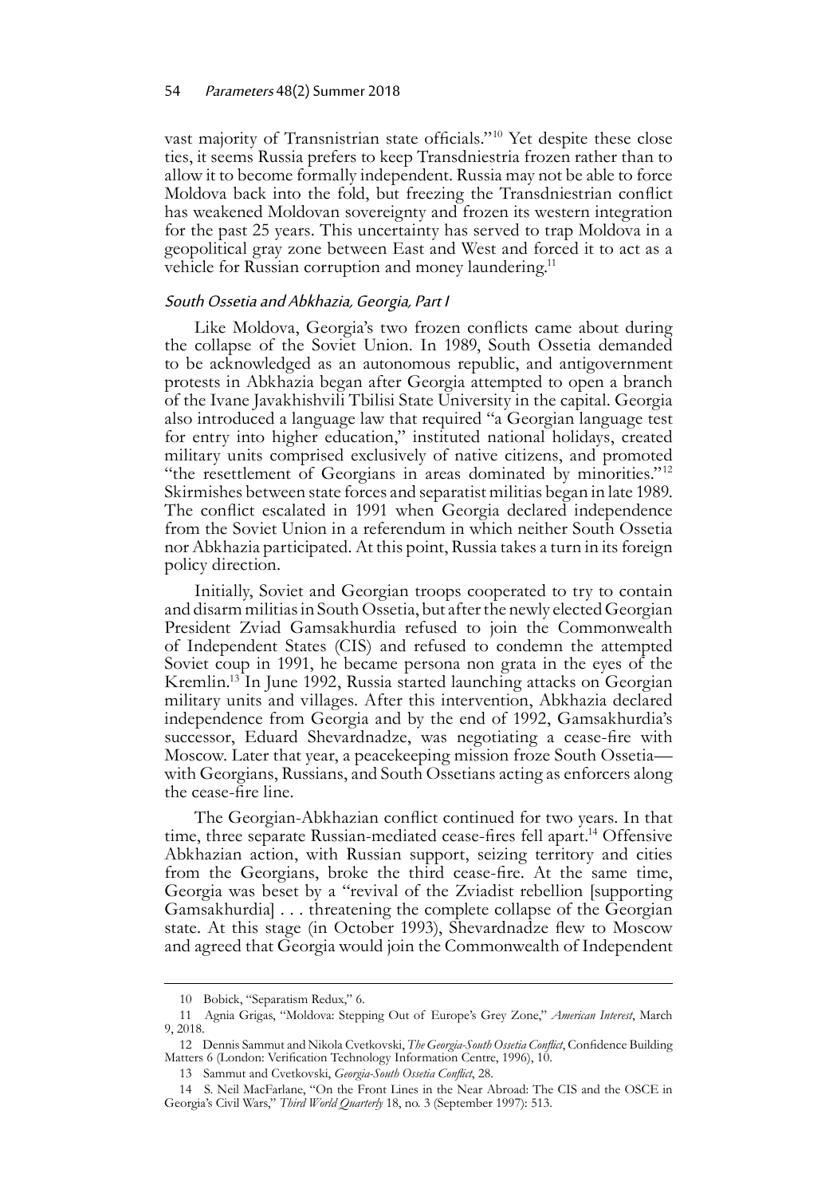vast majority of Transnistrian state officials."[10] Yet despite these close ties, it seems Russia prefers to keep Transdniestria frozen rather than to allow it to become formally independent. Russia may not be able to force Moldova back into the fold, but freezing the Transdniestrian conflict has weakened Moldovan sovereignty and frozen its western integration for the past 25 years. This uncertainty has served to trap Moldova in a geopolitical gray zone between East and West and forced it to act as a vehicle for Russian corruption and money laundering.[11]

### *South Ossetia and Abkhazia, Georgia, Part I*

Like Moldova, Georgia's two frozen conflicts came about during the collapse of the Soviet Union. In 1989, South Ossetia demanded to be acknowledged as an autonomous republic, and antigovernment protests in Abkhazia began after Georgia attempted to open a branch of the Ivane Javakhishvili Tbilisi State University in the capital. Georgia also introduced a language law that required "a Georgian language test for entry into higher education," instituted national holidays, created military units comprised exclusively of native citizens, and promoted "the resettlement of Georgians in areas dominated by minorities."[12] Skirmishes between state forces and separatist militias began in late 1989. The conflict escalated in 1991 when Georgia declared independence from the Soviet Union in a referendum in which neither South Ossetia nor Abkhazia participated. At this point, Russia takes a turn in its foreign policy direction.

Initially, Soviet and Georgian troops cooperated to try to contain and disarm militias in South Ossetia, but after the newly elected Georgian President Zviad Gamsakhurdia refused to join the Commonwealth of Independent States (CIS) and refused to condemn the attempted Soviet coup in 1991, he became persona non grata in the eyes of the Kremlin.[13] In June 1992, Russia started launching attacks on Georgian military units and villages. After this intervention, Abkhazia declared independence from Georgia and by the end of 1992, Gamsakhurdia's successor, Eduard Shevardnadze, was negotiating a cease-fire with Moscow. Later that year, a peacekeeping mission froze South Ossetia—with Georgians, Russians, and South Ossetians acting as enforcers along the cease-fire line.

The Georgian-Abkhazian conflict continued for two years. In that time, three separate Russian-mediated cease-fires fell apart.[14] Offensive Abkhazian action, with Russian support, seizing territory and cities from the Georgians, broke the third cease-fire. At the same time, Georgia was beset by a "revival of the Zviadist rebellion [supporting Gamsakhurdia] . . . threatening the complete collapse of the Georgian state. At this stage (in October 1993), Shevardnadze flew to Moscow and agreed that Georgia would join the Commonwealth of Independent

---

10 Bobick, "Separatism Redux," 6.

11 Agnia Grigas, "Moldova: Stepping Out of Europe's Grey Zone," *American Interest*, March 9, 2018.

12 Dennis Sammut and Nikola Cvetkovski, *The Georgia-South Ossetia Conflict*, Confidence Building Matters 6 (London: Verification Technology Information Centre, 1996), 10.

13 Sammut and Cvetkovski, *Georgia-South Ossetia Conflict*, 28.

14 S. Neil MacFarlane, "On the Front Lines in the Near Abroad: The CIS and the OSCE in Georgia's Civil Wars," *Third World Quarterly* 18, no. 3 (September 1997): 513.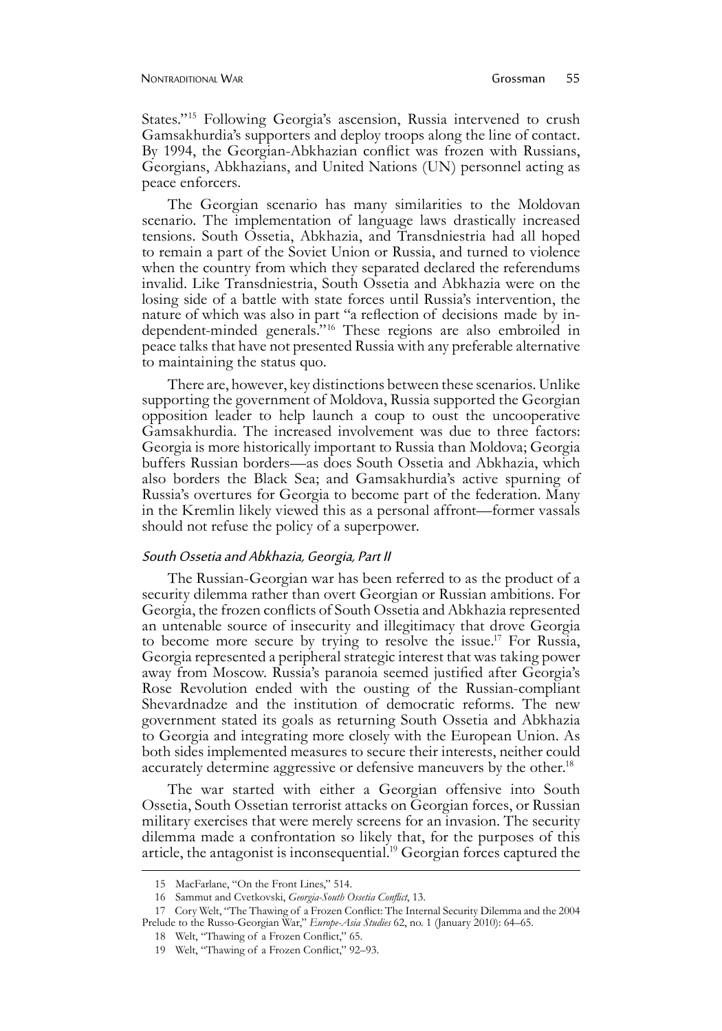States."[15] Following Georgia's ascension, Russia intervened to crush Gamsakhurdia's supporters and deploy troops along the line of contact. By 1994, the Georgian-Abkhazian conflict was frozen with Russians, Georgians, Abkhazians, and United Nations (UN) personnel acting as peace enforcers.

The Georgian scenario has many similarities to the Moldovan scenario. The implementation of language laws drastically increased tensions. South Ossetia, Abkhazia, and Transdniestria had all hoped to remain a part of the Soviet Union or Russia, and turned to violence when the country from which they separated declared the referendums invalid. Like Transdniestria, South Ossetia and Abkhazia were on the losing side of a battle with state forces until Russia's intervention, the nature of which was also in part "a reflection of decisions made by independent-minded generals."[16] These regions are also embroiled in peace talks that have not presented Russia with any preferable alternative to maintaining the status quo.

There are, however, key distinctions between these scenarios. Unlike supporting the government of Moldova, Russia supported the Georgian opposition leader to help launch a coup to oust the uncooperative Gamsakhurdia. The increased involvement was due to three factors: Georgia is more historically important to Russia than Moldova; Georgia buffers Russian borders—as does South Ossetia and Abkhazia, which also borders the Black Sea; and Gamsakhurdia's active spurning of Russia's overtures for Georgia to become part of the federation. Many in the Kremlin likely viewed this as a personal affront—former vassals should not refuse the policy of a superpower.

### *South Ossetia and Abkhazia, Georgia, Part II*

The Russian-Georgian war has been referred to as the product of a security dilemma rather than overt Georgian or Russian ambitions. For Georgia, the frozen conflicts of South Ossetia and Abkhazia represented an untenable source of insecurity and illegitimacy that drove Georgia to become more secure by trying to resolve the issue.[17] For Russia, Georgia represented a peripheral strategic interest that was taking power away from Moscow. Russia's paranoia seemed justified after Georgia's Rose Revolution ended with the ousting of the Russian-compliant Shevardnadze and the institution of democratic reforms. The new government stated its goals as returning South Ossetia and Abkhazia to Georgia and integrating more closely with the European Union. As both sides implemented measures to secure their interests, neither could accurately determine aggressive or defensive maneuvers by the other.[18]

The war started with either a Georgian offensive into South Ossetia, South Ossetian terrorist attacks on Georgian forces, or Russian military exercises that were merely screens for an invasion. The security dilemma made a confrontation so likely that, for the purposes of this article, the antagonist is inconsequential.[19] Georgian forces captured the

---

15 MacFarlane, "On the Front Lines," 514.

16 Sammut and Cvetkovski, *Georgia-South Ossetia Conflict*, 13.

17 Cory Welt, "The Thawing of a Frozen Conflict: The Internal Security Dilemma and the 2004 Prelude to the Russo-Georgian War," *Europe-Asia Studies* 62, no. 1 (January 2010): 64–65.

18 Welt, "Thawing of a Frozen Conflict," 65.

19 Welt, "Thawing of a Frozen Conflict," 92–93.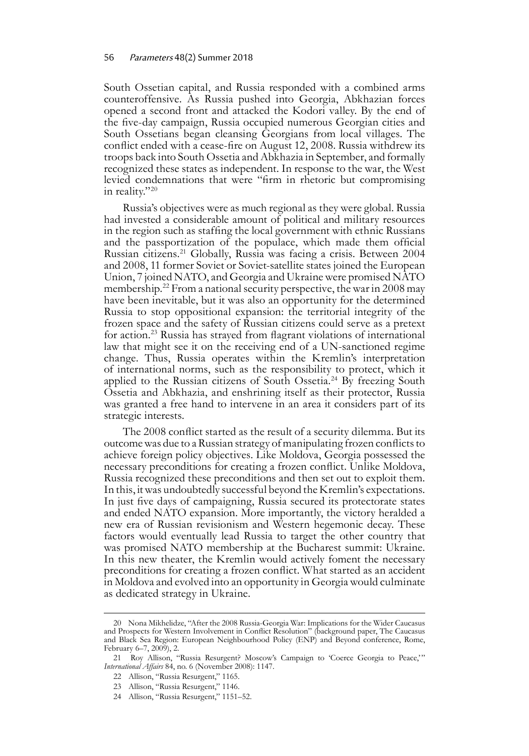South Ossetian capital, and Russia responded with a combined arms counteroffensive. As Russia pushed into Georgia, Abkhazian forces opened a second front and attacked the Kodori valley. By the end of the five-day campaign, Russia occupied numerous Georgian cities and South Ossetians began cleansing Georgians from local villages. The conflict ended with a cease-fire on August 12, 2008. Russia withdrew its troops back into South Ossetia and Abkhazia in September, and formally recognized these states as independent. In response to the war, the West levied condemnations that were "firm in rhetoric but compromising in reality."[20]

Russia's objectives were as much regional as they were global. Russia had invested a considerable amount of political and military resources in the region such as staffing the local government with ethnic Russians and the passportization of the populace, which made them official Russian citizens.[21] Globally, Russia was facing a crisis. Between 2004 and 2008, 11 former Soviet or Soviet-satellite states joined the European Union, 7 joined NATO, and Georgia and Ukraine were promised NATO membership.[22] From a national security perspective, the war in 2008 may have been inevitable, but it was also an opportunity for the determined Russia to stop oppositional expansion: the territorial integrity of the frozen space and the safety of Russian citizens could serve as a pretext for action.[23] Russia has strayed from flagrant violations of international law that might see it on the receiving end of a UN-sanctioned regime change. Thus, Russia operates within the Kremlin's interpretation of international norms, such as the responsibility to protect, which it applied to the Russian citizens of South Ossetia.[24] By freezing South Ossetia and Abkhazia, and enshrining itself as their protector, Russia was granted a free hand to intervene in an area it considers part of its strategic interests.

The 2008 conflict started as the result of a security dilemma. But its outcome was due to a Russian strategy of manipulating frozen conflicts to achieve foreign policy objectives. Like Moldova, Georgia possessed the necessary preconditions for creating a frozen conflict. Unlike Moldova, Russia recognized these preconditions and then set out to exploit them. In this, it was undoubtedly successful beyond the Kremlin's expectations. In just five days of campaigning, Russia secured its protectorate states and ended NATO expansion. More importantly, the victory heralded a new era of Russian revisionism and Western hegemonic decay. These factors would eventually lead Russia to target the other country that was promised NATO membership at the Bucharest summit: Ukraine. In this new theater, the Kremlin would actively foment the necessary preconditions for creating a frozen conflict. What started as an accident in Moldova and evolved into an opportunity in Georgia would culminate as dedicated strategy in Ukraine.

---

20 Nona Mikhelidze, "After the 2008 Russia-Georgia War: Implications for the Wider Caucasus and Prospects for Western Involvement in Conflict Resolution" (background paper, The Caucasus and Black Sea Region: European Neighbourhood Policy (ENP) and Beyond conference, Rome, February 6–7, 2009), 2.

21 Roy Allison, "Russia Resurgent? Moscow's Campaign to 'Coerce Georgia to Peace,'" *International Affairs* 84, no. 6 (November 2008): 1147.

22 Allison, "Russia Resurgent," 1165.

23 Allison, "Russia Resurgent," 1146.

24 Allison, "Russia Resurgent," 1151–52.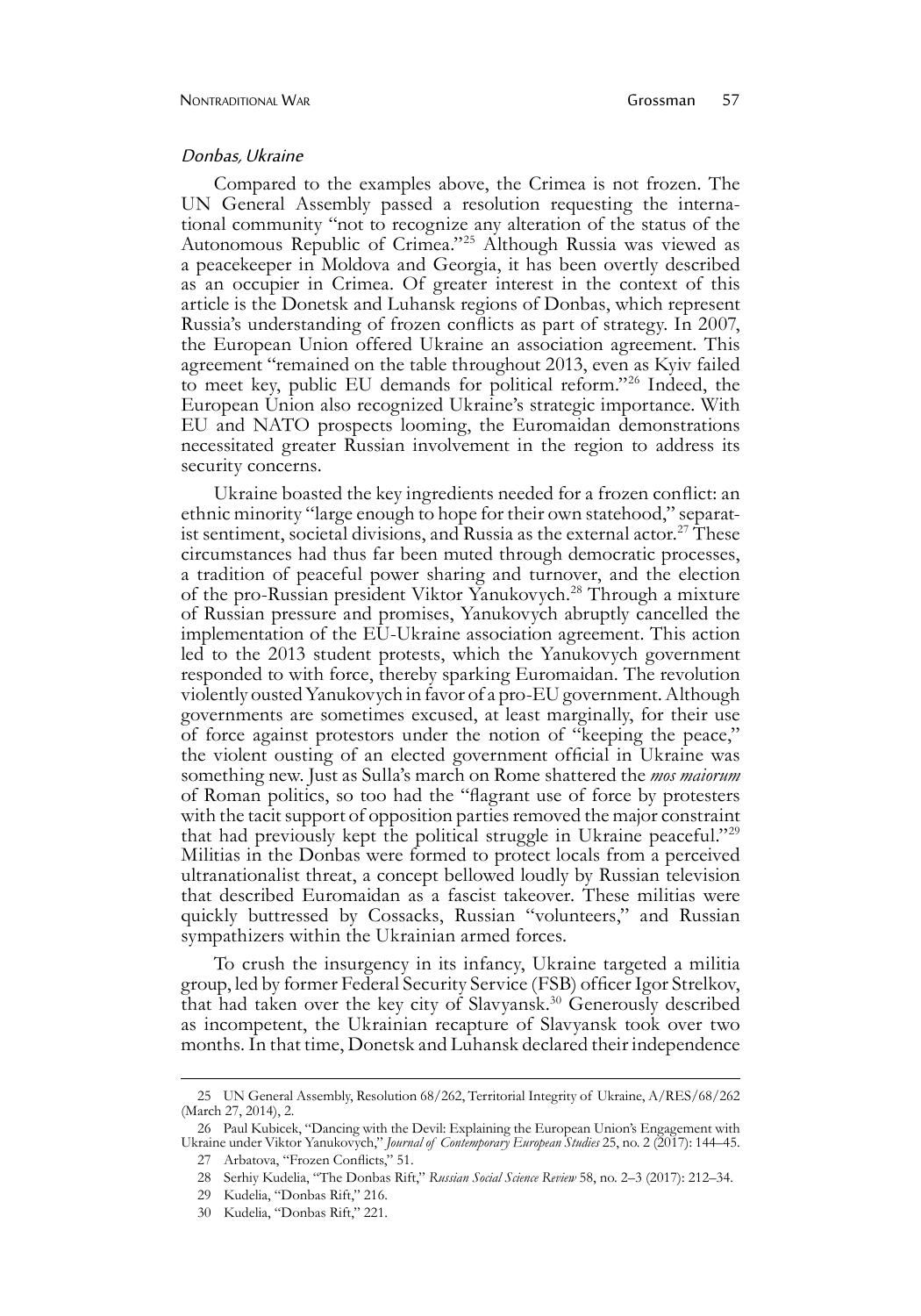### *Donbas, Ukraine*

Compared to the examples above, the Crimea is not frozen. The UN General Assembly passed a resolution requesting the international community "not to recognize any alteration of the status of the Autonomous Republic of Crimea."[25] Although Russia was viewed as a peacekeeper in Moldova and Georgia, it has been overtly described as an occupier in Crimea. Of greater interest in the context of this article is the Donetsk and Luhansk regions of Donbas, which represent Russia's understanding of frozen conflicts as part of strategy. In 2007, the European Union offered Ukraine an association agreement. This agreement "remained on the table throughout 2013, even as Kyiv failed to meet key, public EU demands for political reform."[26] Indeed, the European Union also recognized Ukraine's strategic importance. With EU and NATO prospects looming, the Euromaidan demonstrations necessitated greater Russian involvement in the region to address its security concerns.

Ukraine boasted the key ingredients needed for a frozen conflict: an ethnic minority "large enough to hope for their own statehood," separatist sentiment, societal divisions, and Russia as the external actor.[27] These circumstances had thus far been muted through democratic processes, a tradition of peaceful power sharing and turnover, and the election of the pro-Russian president Viktor Yanukovych.[28] Through a mixture of Russian pressure and promises, Yanukovych abruptly cancelled the implementation of the EU-Ukraine association agreement. This action led to the 2013 student protests, which the Yanukovych government responded to with force, thereby sparking Euromaidan. The revolution violently ousted Yanukovych in favor of a pro-EU government. Although governments are sometimes excused, at least marginally, for their use of force against protestors under the notion of "keeping the peace," the violent ousting of an elected government official in Ukraine was something new. Just as Sulla's march on Rome shattered the *mos maiorum* of Roman politics, so too had the "flagrant use of force by protesters with the tacit support of opposition parties removed the major constraint that had previously kept the political struggle in Ukraine peaceful."[29] Militias in the Donbas were formed to protect locals from a perceived ultranationalist threat, a concept bellowed loudly by Russian television that described Euromaidan as a fascist takeover. These militias were quickly buttressed by Cossacks, Russian "volunteers," and Russian sympathizers within the Ukrainian armed forces.

To crush the insurgency in its infancy, Ukraine targeted a militia group, led by former Federal Security Service (FSB) officer Igor Strelkov, that had taken over the key city of Slavyansk.[30] Generously described as incompetent, the Ukrainian recapture of Slavyansk took over two months. In that time, Donetsk and Luhansk declared their independence

---

25 UN General Assembly, Resolution 68/262, Territorial Integrity of Ukraine, A/RES/68/262 (March 27, 2014), 2.

26 Paul Kubicek, "Dancing with the Devil: Explaining the European Union's Engagement with Ukraine under Viktor Yanukovych," *Journal of Contemporary European Studies* 25, no. 2 (2017): 144–45.

27 Arbatova, "Frozen Conflicts," 51.

28 Serhiy Kudelia, "The Donbas Rift," *Russian Social Science Review* 58, no. 2–3 (2017): 212–34.

29 Kudelia, "Donbas Rift," 216.

30 Kudelia, "Donbas Rift," 221.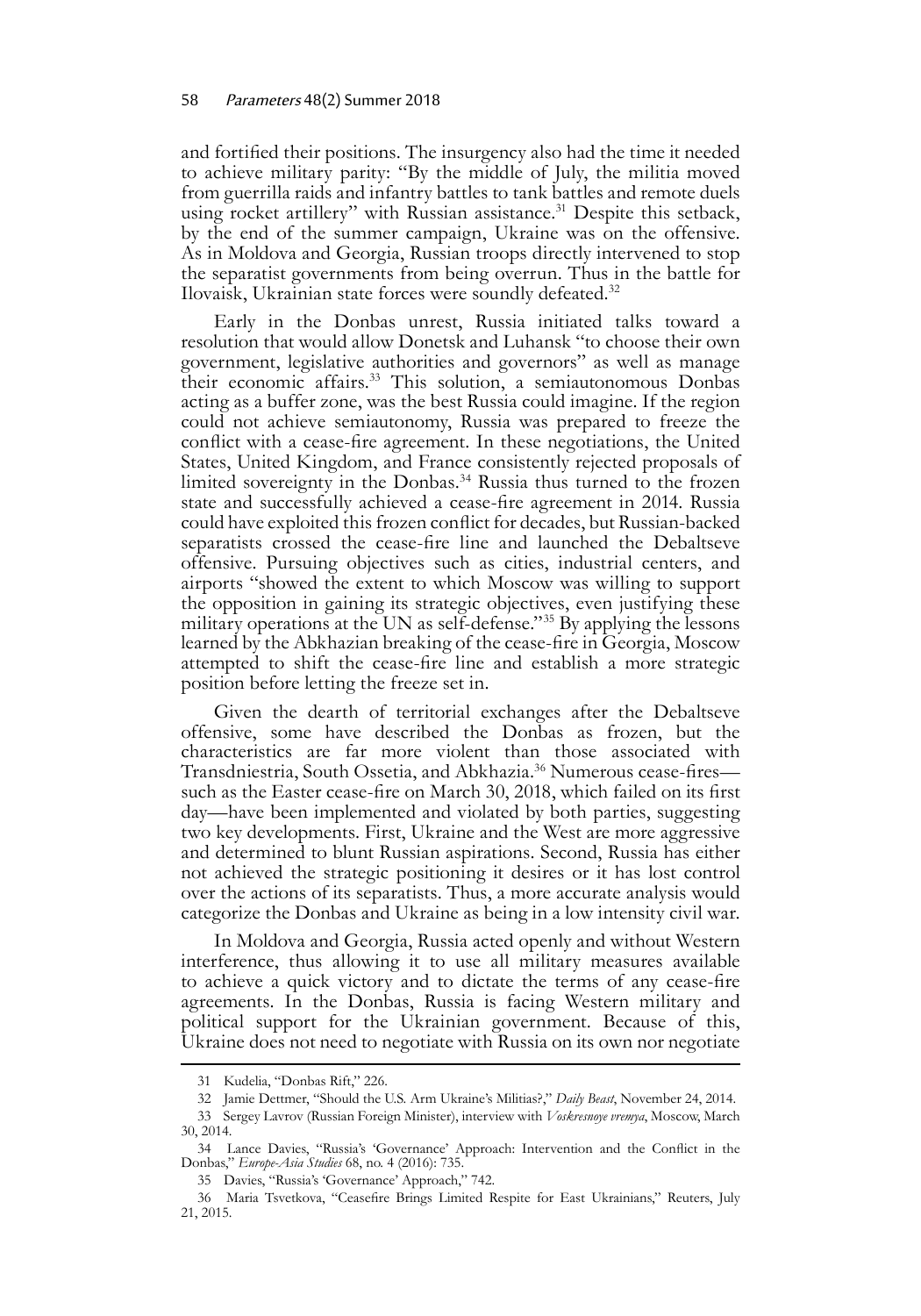and fortified their positions. The insurgency also had the time it needed to achieve military parity: "By the middle of July, the militia moved from guerrilla raids and infantry battles to tank battles and remote duels using rocket artillery" with Russian assistance.[31] Despite this setback, by the end of the summer campaign, Ukraine was on the offensive. As in Moldova and Georgia, Russian troops directly intervened to stop the separatist governments from being overrun. Thus in the battle for Ilovaisk, Ukrainian state forces were soundly defeated.[32]

Early in the Donbas unrest, Russia initiated talks toward a resolution that would allow Donetsk and Luhansk "to choose their own government, legislative authorities and governors" as well as manage their economic affairs.[33] This solution, a semiautonomous Donbas acting as a buffer zone, was the best Russia could imagine. If the region could not achieve semiautonomy, Russia was prepared to freeze the conflict with a cease-fire agreement. In these negotiations, the United States, United Kingdom, and France consistently rejected proposals of limited sovereignty in the Donbas.[34] Russia thus turned to the frozen state and successfully achieved a cease-fire agreement in 2014. Russia could have exploited this frozen conflict for decades, but Russian-backed separatists crossed the cease-fire line and launched the Debaltseve offensive. Pursuing objectives such as cities, industrial centers, and airports "showed the extent to which Moscow was willing to support the opposition in gaining its strategic objectives, even justifying these military operations at the UN as self-defense."[35] By applying the lessons learned by the Abkhazian breaking of the cease-fire in Georgia, Moscow attempted to shift the cease-fire line and establish a more strategic position before letting the freeze set in.

Given the dearth of territorial exchanges after the Debaltseve offensive, some have described the Donbas as frozen, but the characteristics are far more violent than those associated with Transdniestria, South Ossetia, and Abkhazia.[36] Numerous cease-fires—such as the Easter cease-fire on March 30, 2018, which failed on its first day—have been implemented and violated by both parties, suggesting two key developments. First, Ukraine and the West are more aggressive and determined to blunt Russian aspirations. Second, Russia has either not achieved the strategic positioning it desires or it has lost control over the actions of its separatists. Thus, a more accurate analysis would categorize the Donbas and Ukraine as being in a low intensity civil war.

In Moldova and Georgia, Russia acted openly and without Western interference, thus allowing it to use all military measures available to achieve a quick victory and to dictate the terms of any cease-fire agreements. In the Donbas, Russia is facing Western military and political support for the Ukrainian government. Because of this, Ukraine does not need to negotiate with Russia on its own nor negotiate

---

31 Kudelia, "Donbas Rift," 226.

32 Jamie Dettmer, "Should the U.S. Arm Ukraine's Militias?," *Daily Beast*, November 24, 2014.

33 Sergey Lavrov (Russian Foreign Minister), interview with *Voskresnoye vremya*, Moscow, March 30, 2014.

34 Lance Davies, "Russia's 'Governance' Approach: Intervention and the Conflict in the Donbas," *Europe-Asia Studies* 68, no. 4 (2016): 735.

35 Davies, "Russia's 'Governance' Approach," 742.

36 Maria Tsvetkova, "Ceasefire Brings Limited Respite for East Ukrainians," Reuters, July 21, 2015.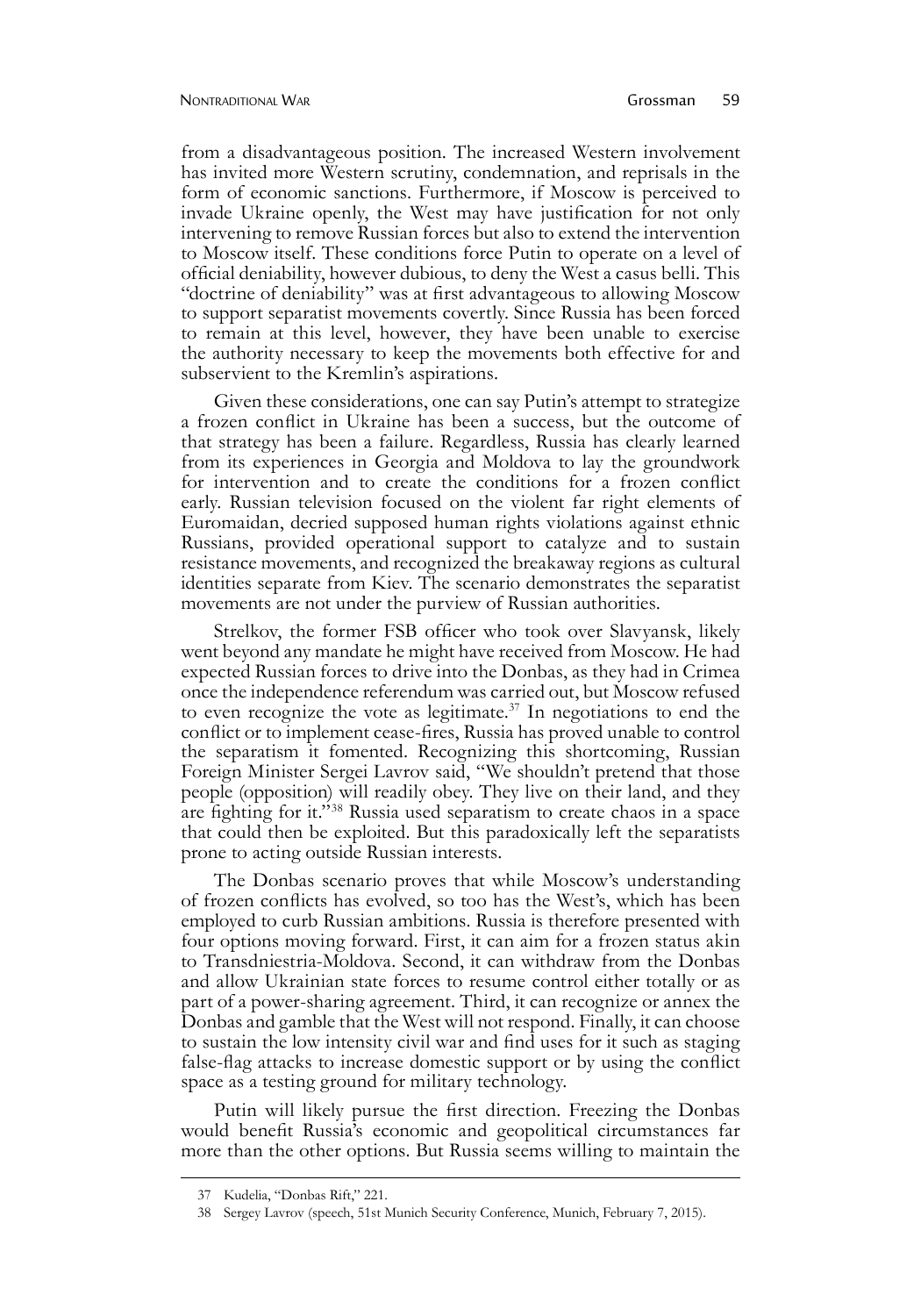from a disadvantageous position. The increased Western involvement has invited more Western scrutiny, condemnation, and reprisals in the form of economic sanctions. Furthermore, if Moscow is perceived to invade Ukraine openly, the West may have justification for not only intervening to remove Russian forces but also to extend the intervention to Moscow itself. These conditions force Putin to operate on a level of official deniability, however dubious, to deny the West a casus belli. This "doctrine of deniability" was at first advantageous to allowing Moscow to support separatist movements covertly. Since Russia has been forced to remain at this level, however, they have been unable to exercise the authority necessary to keep the movements both effective for and subservient to the Kremlin's aspirations.

Given these considerations, one can say Putin's attempt to strategize a frozen conflict in Ukraine has been a success, but the outcome of that strategy has been a failure. Regardless, Russia has clearly learned from its experiences in Georgia and Moldova to lay the groundwork for intervention and to create the conditions for a frozen conflict early. Russian television focused on the violent far right elements of Euromaidan, decried supposed human rights violations against ethnic Russians, provided operational support to catalyze and to sustain resistance movements, and recognized the breakaway regions as cultural identities separate from Kiev. The scenario demonstrates the separatist movements are not under the purview of Russian authorities.

Strelkov, the former FSB officer who took over Slavyansk, likely went beyond any mandate he might have received from Moscow. He had expected Russian forces to drive into the Donbas, as they had in Crimea once the independence referendum was carried out, but Moscow refused to even recognize the vote as legitimate.[37] In negotiations to end the conflict or to implement cease-fires, Russia has proved unable to control the separatism it fomented. Recognizing this shortcoming, Russian Foreign Minister Sergei Lavrov said, "We shouldn't pretend that those people (opposition) will readily obey. They live on their land, and they are fighting for it."[38] Russia used separatism to create chaos in a space that could then be exploited. But this paradoxically left the separatists prone to acting outside Russian interests.

The Donbas scenario proves that while Moscow's understanding of frozen conflicts has evolved, so too has the West's, which has been employed to curb Russian ambitions. Russia is therefore presented with four options moving forward. First, it can aim for a frozen status akin to Transdniestria-Moldova. Second, it can withdraw from the Donbas and allow Ukrainian state forces to resume control either totally or as part of a power-sharing agreement. Third, it can recognize or annex the Donbas and gamble that the West will not respond. Finally, it can choose to sustain the low intensity civil war and find uses for it such as staging false-flag attacks to increase domestic support or by using the conflict space as a testing ground for military technology.

Putin will likely pursue the first direction. Freezing the Donbas would benefit Russia's economic and geopolitical circumstances far more than the other options. But Russia seems willing to maintain the

---

37 Kudelia, "Donbas Rift," 221.

38 Sergey Lavrov (speech, 51st Munich Security Conference, Munich, February 7, 2015).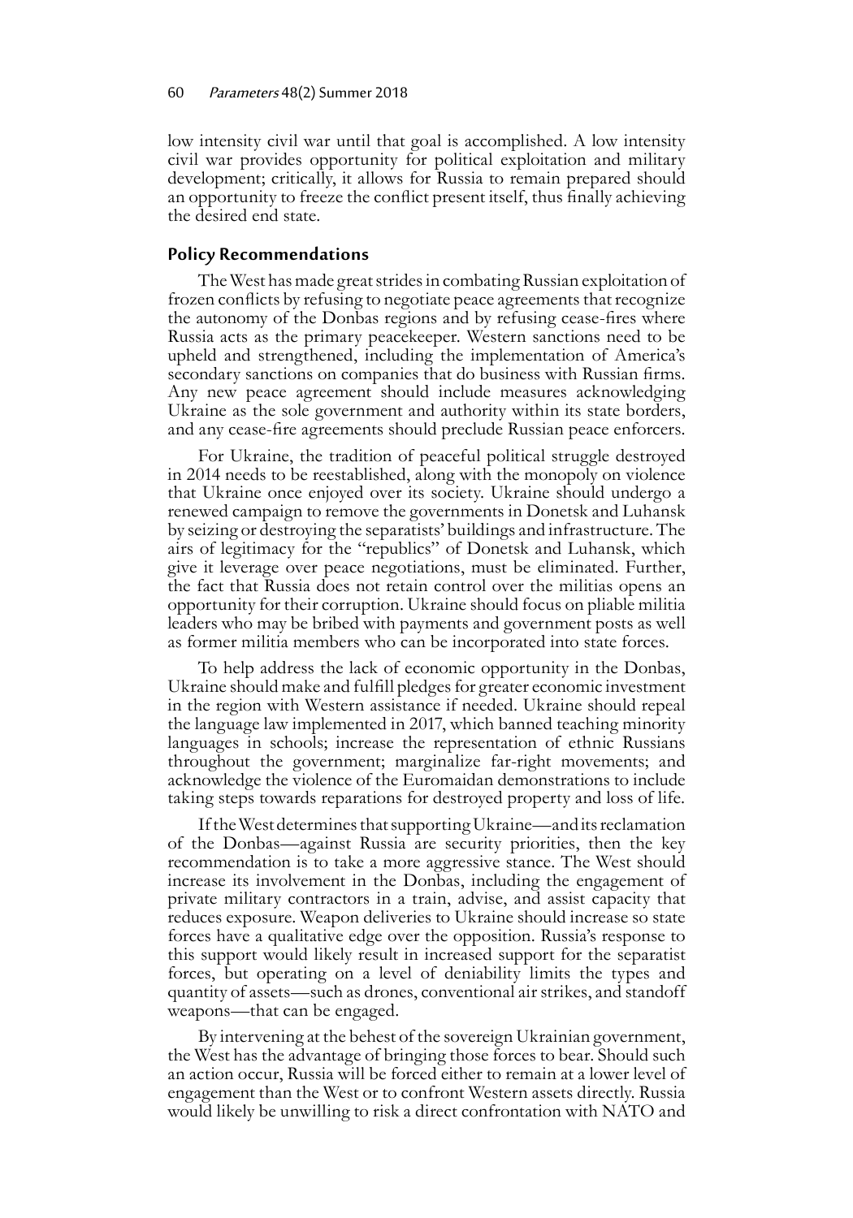low intensity civil war until that goal is accomplished. A low intensity civil war provides opportunity for political exploitation and military development; critically, it allows for Russia to remain prepared should an opportunity to freeze the conflict present itself, thus finally achieving the desired end state.

## Policy Recommendations

The West has made great strides in combating Russian exploitation of frozen conflicts by refusing to negotiate peace agreements that recognize the autonomy of the Donbas regions and by refusing cease-fires where Russia acts as the primary peacekeeper. Western sanctions need to be upheld and strengthened, including the implementation of America's secondary sanctions on companies that do business with Russian firms. Any new peace agreement should include measures acknowledging Ukraine as the sole government and authority within its state borders, and any cease-fire agreements should preclude Russian peace enforcers.

For Ukraine, the tradition of peaceful political struggle destroyed in 2014 needs to be reestablished, along with the monopoly on violence that Ukraine once enjoyed over its society. Ukraine should undergo a renewed campaign to remove the governments in Donetsk and Luhansk by seizing or destroying the separatists' buildings and infrastructure. The airs of legitimacy for the "republics" of Donetsk and Luhansk, which give it leverage over peace negotiations, must be eliminated. Further, the fact that Russia does not retain control over the militias opens an opportunity for their corruption. Ukraine should focus on pliable militia leaders who may be bribed with payments and government posts as well as former militia members who can be incorporated into state forces.

To help address the lack of economic opportunity in the Donbas, Ukraine should make and fulfill pledges for greater economic investment in the region with Western assistance if needed. Ukraine should repeal the language law implemented in 2017, which banned teaching minority languages in schools; increase the representation of ethnic Russians throughout the government; marginalize far-right movements; and acknowledge the violence of the Euromaidan demonstrations to include taking steps towards reparations for destroyed property and loss of life.

If the West determines that supporting Ukraine—and its reclamation of the Donbas—against Russia are security priorities, then the key recommendation is to take a more aggressive stance. The West should increase its involvement in the Donbas, including the engagement of private military contractors in a train, advise, and assist capacity that reduces exposure. Weapon deliveries to Ukraine should increase so state forces have a qualitative edge over the opposition. Russia's response to this support would likely result in increased support for the separatist forces, but operating on a level of deniability limits the types and quantity of assets—such as drones, conventional air strikes, and standoff weapons—that can be engaged.

By intervening at the behest of the sovereign Ukrainian government, the West has the advantage of bringing those forces to bear. Should such an action occur, Russia will be forced either to remain at a lower level of engagement than the West or to confront Western assets directly. Russia would likely be unwilling to risk a direct confrontation with NATO and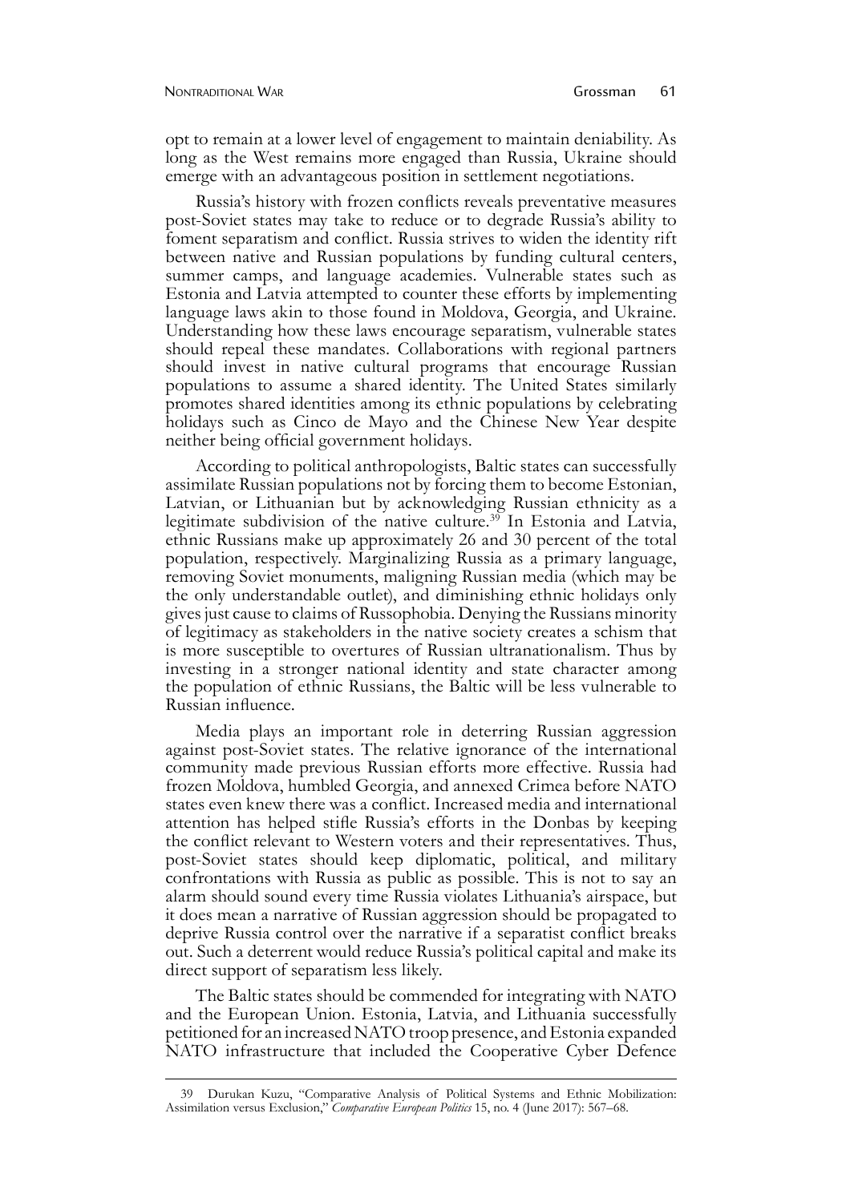opt to remain at a lower level of engagement to maintain deniability. As long as the West remains more engaged than Russia, Ukraine should emerge with an advantageous position in settlement negotiations.

Russia's history with frozen conflicts reveals preventative measures post-Soviet states may take to reduce or to degrade Russia's ability to foment separatism and conflict. Russia strives to widen the identity rift between native and Russian populations by funding cultural centers, summer camps, and language academies. Vulnerable states such as Estonia and Latvia attempted to counter these efforts by implementing language laws akin to those found in Moldova, Georgia, and Ukraine. Understanding how these laws encourage separatism, vulnerable states should repeal these mandates. Collaborations with regional partners should invest in native cultural programs that encourage Russian populations to assume a shared identity. The United States similarly promotes shared identities among its ethnic populations by celebrating holidays such as Cinco de Mayo and the Chinese New Year despite neither being official government holidays.

According to political anthropologists, Baltic states can successfully assimilate Russian populations not by forcing them to become Estonian, Latvian, or Lithuanian but by acknowledging Russian ethnicity as a legitimate subdivision of the native culture.[39] In Estonia and Latvia, ethnic Russians make up approximately 26 and 30 percent of the total population, respectively. Marginalizing Russia as a primary language, removing Soviet monuments, maligning Russian media (which may be the only understandable outlet), and diminishing ethnic holidays only gives just cause to claims of Russophobia. Denying the Russians minority of legitimacy as stakeholders in the native society creates a schism that is more susceptible to overtures of Russian ultranationalism. Thus by investing in a stronger national identity and state character among the population of ethnic Russians, the Baltic will be less vulnerable to Russian influence.

Media plays an important role in deterring Russian aggression against post-Soviet states. The relative ignorance of the international community made previous Russian efforts more effective. Russia had frozen Moldova, humbled Georgia, and annexed Crimea before NATO states even knew there was a conflict. Increased media and international attention has helped stifle Russia's efforts in the Donbas by keeping the conflict relevant to Western voters and their representatives. Thus, post-Soviet states should keep diplomatic, political, and military confrontations with Russia as public as possible. This is not to say an alarm should sound every time Russia violates Lithuania's airspace, but it does mean a narrative of Russian aggression should be propagated to deprive Russia control over the narrative if a separatist conflict breaks out. Such a deterrent would reduce Russia's political capital and make its direct support of separatism less likely.

The Baltic states should be commended for integrating with NATO and the European Union. Estonia, Latvia, and Lithuania successfully petitioned for an increased NATO troop presence, and Estonia expanded NATO infrastructure that included the Cooperative Cyber Defence

---

39 Durukan Kuzu, "Comparative Analysis of Political Systems and Ethnic Mobilization: Assimilation versus Exclusion," *Comparative European Politics* 15, no. 4 (June 2017): 567–68.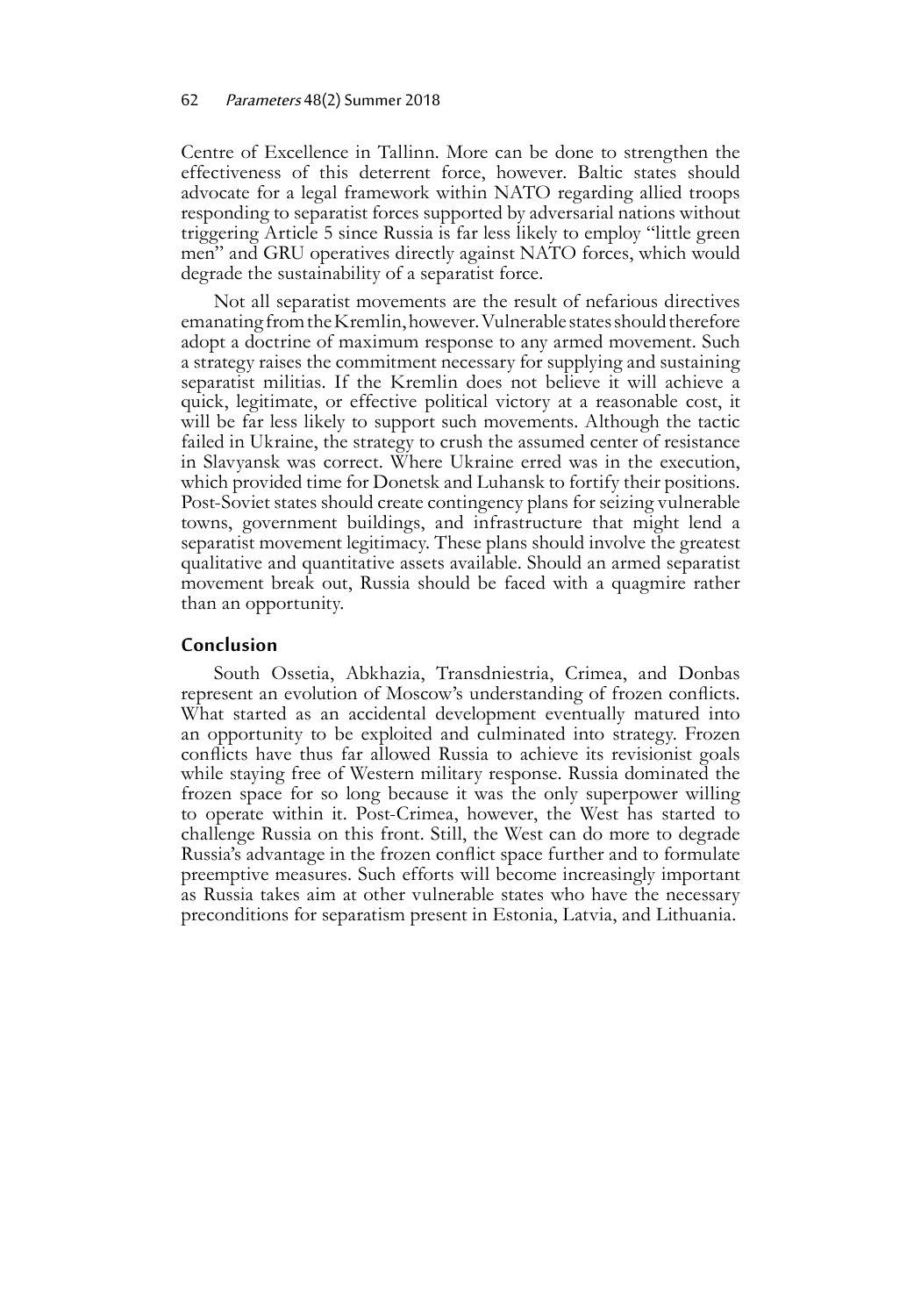Centre of Excellence in Tallinn. More can be done to strengthen the effectiveness of this deterrent force, however. Baltic states should advocate for a legal framework within NATO regarding allied troops responding to separatist forces supported by adversarial nations without triggering Article 5 since Russia is far less likely to employ "little green men" and GRU operatives directly against NATO forces, which would degrade the sustainability of a separatist force.

Not all separatist movements are the result of nefarious directives emanating from the Kremlin, however. Vulnerable states should therefore adopt a doctrine of maximum response to any armed movement. Such a strategy raises the commitment necessary for supplying and sustaining separatist militias. If the Kremlin does not believe it will achieve a quick, legitimate, or effective political victory at a reasonable cost, it will be far less likely to support such movements. Although the tactic failed in Ukraine, the strategy to crush the assumed center of resistance in Slavyansk was correct. Where Ukraine erred was in the execution, which provided time for Donetsk and Luhansk to fortify their positions. Post-Soviet states should create contingency plans for seizing vulnerable towns, government buildings, and infrastructure that might lend a separatist movement legitimacy. These plans should involve the greatest qualitative and quantitative assets available. Should an armed separatist movement break out, Russia should be faced with a quagmire rather than an opportunity.

## Conclusion

South Ossetia, Abkhazia, Transdniestria, Crimea, and Donbas represent an evolution of Moscow's understanding of frozen conflicts. What started as an accidental development eventually matured into an opportunity to be exploited and culminated into strategy. Frozen conflicts have thus far allowed Russia to achieve its revisionist goals while staying free of Western military response. Russia dominated the frozen space for so long because it was the only superpower willing to operate within it. Post-Crimea, however, the West has started to challenge Russia on this front. Still, the West can do more to degrade Russia's advantage in the frozen conflict space further and to formulate preemptive measures. Such efforts will become increasingly important as Russia takes aim at other vulnerable states who have the necessary preconditions for separatism present in Estonia, Latvia, and Lithuania.